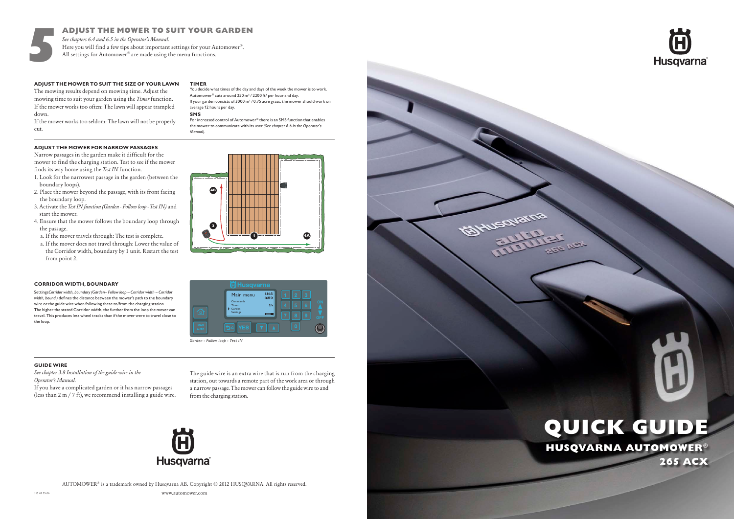# 5 ADJUST THE MOWER TO SUIT YOUR GARDEN

*See chapters 6.4 and 6.5 in the Operator's Manual.*

Here you will find a few tips about important settings for your Automower®.
All settings for Automower® are made using the menu functions.

### ADJUST THE MOWER TO SUIT THE SIZE OF YOUR LAWN

The mowing results depend on mowing time. Adjust the mowing time to suit your garden using the *Timer* function.
If the mower works too often: The lawn will appear trampled down.
If the mower works too seldom: The lawn will not be properly cut.

### TIMER

You decide what times of the day and days of the week the mower is to work. Automower® cuts around 250 m² / 2200 ft² per hour and day.
If your garden consists of 3000 m² / 0.75 acre grass, the mower should work on average 12 hours per day.

### SMS

For increased control of Automower® there is an SMS function that enables the mower to communicate with its user *(See chapter 6.6 in the Operator's Manual).*

### ADJUST THE MOWER FOR NARROW PASSAGES

Narrow passages in the garden make it difficult for the mower to find the charging station. Test to see if the mower finds its way home using the *Test IN* function.

1. Look for the narrowest passage in the garden (between the boundary loops).
2. Place the mower beyond the passage, with its front facing the boundary loop.
3. Activate the *Test IN function (Garden - Follow loop - Test IN)* and start the mower.
4. Ensure that the mower follows the boundary loop through the passage.
   a. If the mover travels through: The test is complete.
   a. If the mover does not travel through: Lower the value of the Corridor width, boundary by 1 unit. Restart the test from point 2.

### CORRIDOR WIDTH, BOUNDARY

Settings*Corridor width, boundary (Garden– Follow loop – Corridor width – Corridor width, bound.)* defines the distance between the mower's path to the boundary wire or the guide wire when following these to/from the charging station.
The higher the stated Corridor width, the further from the loop the mover can travel. This produces less wheel tracks than if the mover were to travel close to the loop.

*Garden - Follow loop - Test IN*

### GUIDE WIRE

*See chapter 3.8 Installation of the guide wire in the Operator's Manual.*

If you have a complicated garden or it has narrow passages (less than 2 m / 7 ft), we recommend installing a guide wire.

The guide wire is an extra wire that is run from the charging station, out towards a remote part of the work area or through a narrow passage. The mower can follow the guide wire to and from the charging station.

AUTOMOWER® is a trademark owned by Husqvarna AB. Copyright © 2012 HUSQVARNA. All rights reserved.

115 42 55-26

www.automower.com

# QUICK GUIDE

## HUSQVARNA AUTOMOWER® 265 ACX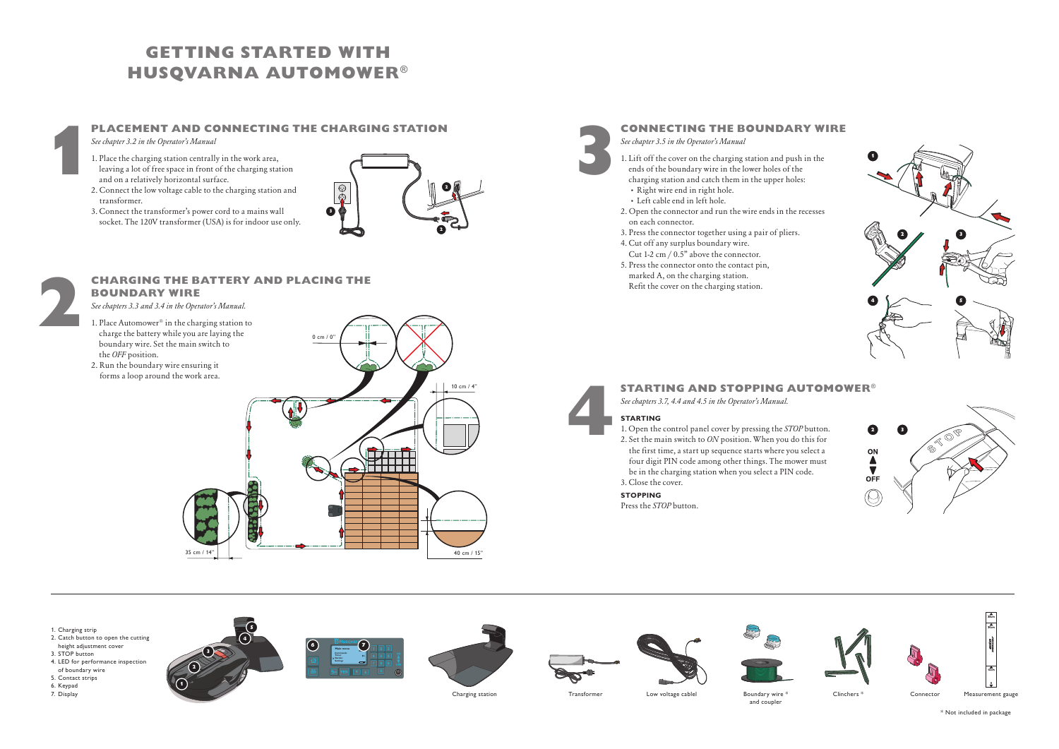# GETTING STARTED WITH HUSQVARNA AUTOMOWER®

## 1 PLACEMENT AND CONNECTING THE CHARGING STATION

*See chapter 3.2 in the Operator's Manual*

1. Place the charging station centrally in the work area, leaving a lot of free space in front of the charging station and on a relatively horizontal surface.
2. Connect the low voltage cable to the charging station and transformer.
3. Connect the transformer's power cord to a mains wall socket. The 120V transformer (USA) is for indoor use only.

## 2 CHARGING THE BATTERY AND PLACING THE BOUNDARY WIRE

*See chapters 3.3 and 3.4 in the Operator's Manual.*

1. Place Automower® in the charging station to charge the battery while you are laying the boundary wire. Set the main switch to the *OFF* position.
2. Run the boundary wire ensuring it forms a loop around the work area.

0 cm / 0"

10 cm / 4"

35 cm / 14"

40 cm / 15"

## 3 CONNECTING THE BOUNDARY WIRE

*See chapter 3.5 in the Operator's Manual*

1. Lift off the cover on the charging station and push in the ends of the boundary wire in the lower holes of the charging station and catch them in the upper holes:
   - Right wire end in right hole.
   - Left cable end in left hole.
2. Open the connector and run the wire ends in the recesses on each connector.
3. Press the connector together using a pair of pliers.
4. Cut off any surplus boundary wire. Cut 1-2 cm / 0.5" above the connector.
5. Press the connector onto the contact pin, marked A, on the charging station. Refit the cover on the charging station.

## 4 STARTING AND STOPPING AUTOMOWER®

*See chapters 3.7, 4.4 and 4.5 in the Operator's Manual.*

**STARTING**

1. Open the control panel cover by pressing the *STOP* button.
2. Set the main switch to *ON* position. When you do this for the first time, a start up sequence starts where you select a four digit PIN code among other things. The mower must be in the charging station when you select a PIN code.
3. Close the cover.

**STOPPING**

Press the *STOP* button.

ON

OFF

STOP

1. Charging strip
2. Catch button to open the cutting height adjustment cover
3. STOP button
4. LED for performance inspection of boundary wire
5. Contact strips
6. Keypad
7. Display

Charging station

Transformer

Low voltage cablel

Boundary wire * and coupler

Clinchers *

Connector

Measurement gauge

* Not included in package